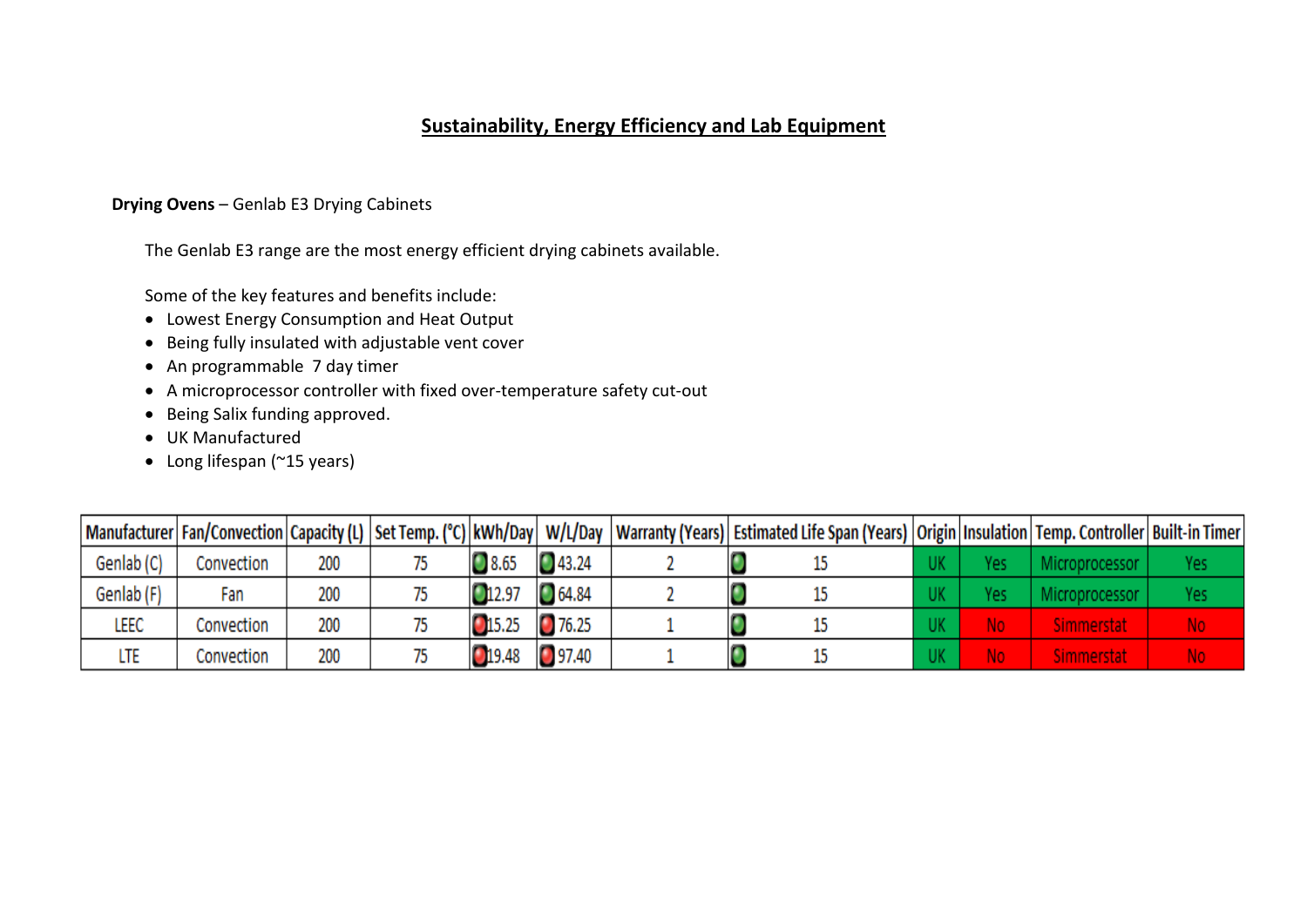# Sustainability, Energy Efficiency and Lab Equipment

**Drying Ovens** – Genlab E3 Drying Cabinets

The Genlab E3 range are the most energy efficient drying cabinets available.

Some of the key features and benefits include:

- Lowest Energy Consumption and Heat Output
- Being fully insulated with adjustable vent cover
- An programmable  7 day timer
- A microprocessor controller with fixed over-temperature safety cut-out
- Being Salix funding approved.
- UK Manufactured
- Long lifespan (~15 years)

| Manufacturer | Fan/Convection | Capacity (L) | Set Temp. (°C) | kWh/Day | W/L/Day | Warranty (Years) | Estimated Life Span (Years) | Origin | Insulation | Temp. Controller | Built-in Timer |
|---|---|---|---|---|---|---|---|---|---|---|---|
| Genlab (C) | Convection | 200 | 75 | 8.65 | 43.24 | 2 | 15 | UK | Yes | Microprocessor | Yes |
| Genlab (F) | Fan | 200 | 75 | 12.97 | 64.84 | 2 | 15 | UK | Yes | Microprocessor | Yes |
| LEEC | Convection | 200 | 75 | 15.25 | 76.25 | 1 | 15 | UK | No | Simmerstat | No |
| LTE | Convection | 200 | 75 | 19.48 | 97.40 | 1 | 15 | UK | No | Simmerstat | No |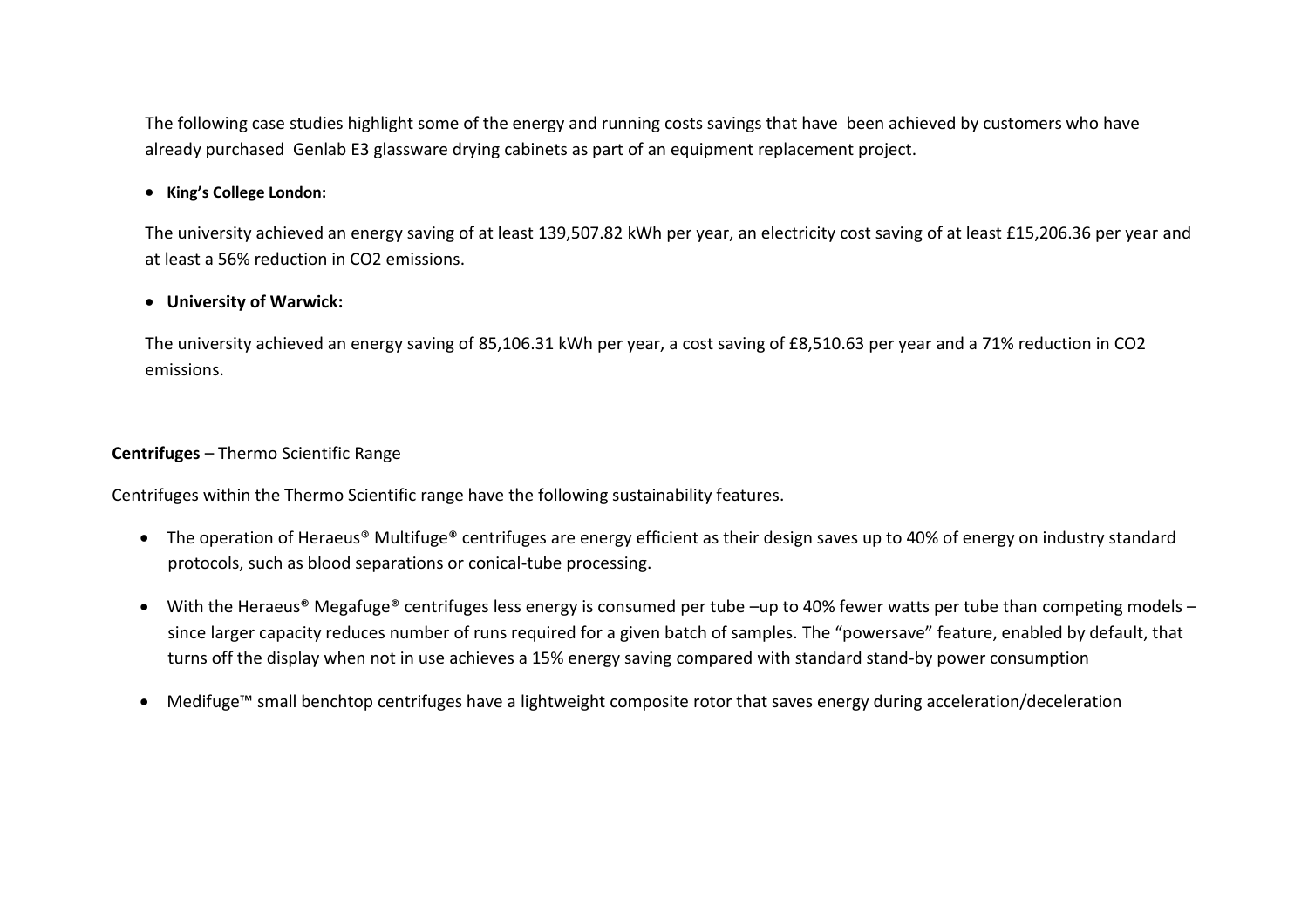The following case studies highlight some of the energy and running costs savings that have been achieved by customers who have already purchased Genlab E3 glassware drying cabinets as part of an equipment replacement project.

- **King's College London:**

The university achieved an energy saving of at least 139,507.82 kWh per year, an electricity cost saving of at least £15,206.36 per year and at least a 56% reduction in $CO_2$ emissions.

- **University of Warwick:**

The university achieved an energy saving of 85,106.31 kWh per year, a cost saving of £8,510.63 per year and a 71% reduction in $CO_2$ emissions.

**Centrifuges** – Thermo Scientific Range

Centrifuges within the Thermo Scientific range have the following sustainability features.

- The operation of Heraeus® Multifuge® centrifuges are energy efficient as their design saves up to 40% of energy on industry standard protocols, such as blood separations or conical-tube processing.
- With the Heraeus® Megafuge® centrifuges less energy is consumed per tube –up to 40% fewer watts per tube than competing models – since larger capacity reduces number of runs required for a given batch of samples. The "powersave" feature, enabled by default, that turns off the display when not in use achieves a 15% energy saving compared with standard stand-by power consumption
- Medifuge™ small benchtop centrifuges have a lightweight composite rotor that saves energy during acceleration/deceleration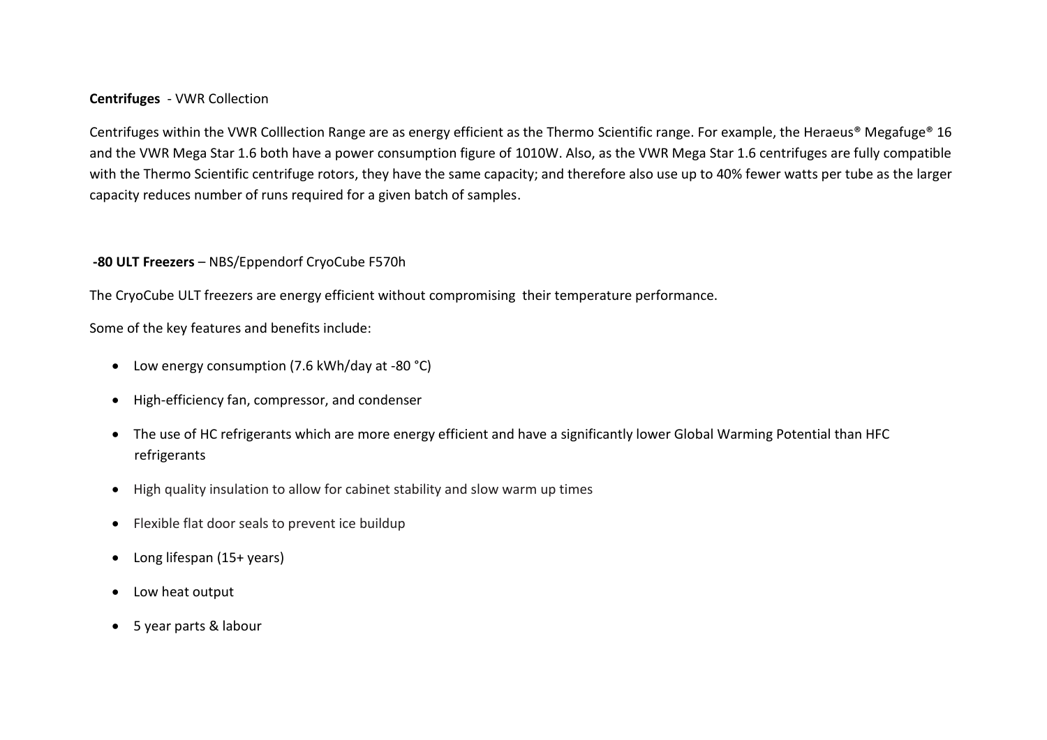**Centrifuges** - VWR Collection

Centrifuges within the VWR Colllection Range are as energy efficient as the Thermo Scientific range. For example, the Heraeus® Megafuge® 16 and the VWR Mega Star 1.6 both have a power consumption figure of 1010W. Also, as the VWR Mega Star 1.6 centrifuges are fully compatible with the Thermo Scientific centrifuge rotors, they have the same capacity; and therefore also use up to 40% fewer watts per tube as the larger capacity reduces number of runs required for a given batch of samples.

**-80 ULT Freezers** – NBS/Eppendorf CryoCube F570h

The CryoCube ULT freezers are energy efficient without compromising their temperature performance.

Some of the key features and benefits include:

- Low energy consumption (7.6 kWh/day at -80 °C)
- High-efficiency fan, compressor, and condenser
- The use of HC refrigerants which are more energy efficient and have a significantly lower Global Warming Potential than HFC refrigerants
- High quality insulation to allow for cabinet stability and slow warm up times
- Flexible flat door seals to prevent ice buildup
- Long lifespan (15+ years)
- Low heat output
- 5 year parts & labour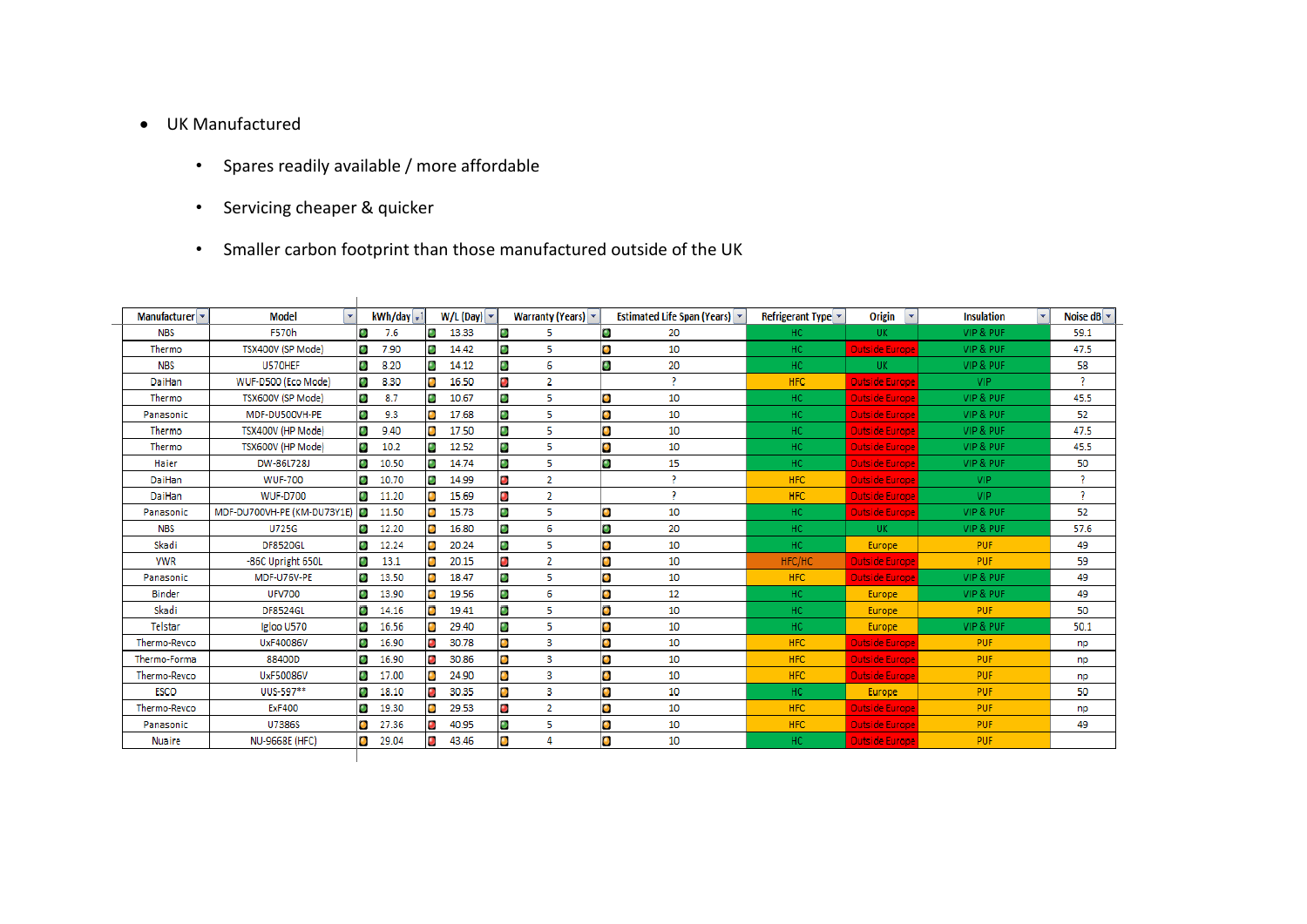- UK Manufactured
  - Spares readily available / more affordable
  - Servicing cheaper & quicker
  - Smaller carbon footprint than those manufactured outside of the UK

| Manufacturer | Model | kWh/day | W/L (Day) | Warranty (Years) | Estimated Life Span (Years) | Refrigerant Type | Origin | Insulation | Noise dB |
|---|---|---|---|---|---|---|---|---|---|
| NBS | F570h | 7.6 | 13.33 | 5 | 20 | HC | UK | VIP & PUF | 59.1 |
| Thermo | TSX400V (SP Mode) | 7.90 | 14.42 | 5 | 10 | HC | Outside Europe | VIP & PUF | 47.5 |
| NBS | U570HEF | 8.20 | 14.12 | 6 | 20 | HC | UK | VIP & PUF | 58 |
| DaiHan | WUF-D500 (Eco Mode) | 8.30 | 16.50 | 2 | ? | HFC | Outside Europe | VIP | ? |
| Thermo | TSX600V (SP Mode) | 8.7 | 10.67 | 5 | 10 | HC | Outside Europe | VIP & PUF | 45.5 |
| Panasonic | MDF-DU500VH-PE | 9.3 | 17.68 | 5 | 10 | HC | Outside Europe | VIP & PUF | 52 |
| Thermo | TSX400V (HP Mode) | 9.40 | 17.50 | 5 | 10 | HC | Outside Europe | VIP & PUF | 47.5 |
| Thermo | TSX600V (HP Mode) | 10.2 | 12.52 | 5 | 10 | HC | Outside Europe | VIP & PUF | 45.5 |
| Haier | DW-86L728J | 10.50 | 14.74 | 5 | 15 | HC | Outside Europe | VIP & PUF | 50 |
| DaiHan | WUF-700 | 10.70 | 14.99 | 2 | ? | HFC | Outside Europe | VIP | ? |
| DaiHan | WUF-D700 | 11.20 | 15.69 | 2 | ? | HFC | Outside Europe | VIP | ? |
| Panasonic | MDF-DU700VH-PE (KM-DU73Y1E) | 11.50 | 15.73 | 5 | 10 | HC | Outside Europe | VIP & PUF | 52 |
| NBS | U725G | 12.20 | 16.80 | 6 | 20 | HC | UK | VIP & PUF | 57.6 |
| Skadi | DF8520GL | 12.24 | 20.24 | 5 | 10 | HC | Europe | PUF | 49 |
| VWR | -86C Upright 650L | 13.1 | 20.15 | 2 | 10 | HFC/HC | Outside Europe | PUF | 59 |
| Panasonic | MDF-U76V-PE | 13.50 | 18.47 | 5 | 10 | HFC | Outside Europe | VIP & PUF | 49 |
| Binder | UFV700 | 13.90 | 19.56 | 6 | 12 | HC | Europe | VIP & PUF | 49 |
| Skadi | DF8524GL | 14.16 | 19.41 | 5 | 10 | HC | Europe | PUF | 50 |
| Telstar | Igloo U570 | 16.56 | 29.40 | 5 | 10 | HC | Europe | VIP & PUF | 50.1 |
| Thermo-Revco | UxF40086V | 16.90 | 30.78 | 3 | 10 | HFC | Outside Europe | PUF | np |
| Thermo-Forma | 88400D | 16.90 | 30.86 | 3 | 10 | HFC | Outside Europe | PUF | np |
| Thermo-Revco | UxF50086V | 17.00 | 24.90 | 3 | 10 | HFC | Outside Europe | PUF | np |
| ESCO | UUS-597** | 18.10 | 30.35 | 3 | 10 | HC | Europe | PUF | 50 |
| Thermo-Revco | ExF400 | 19.30 | 29.53 | 2 | 10 | HFC | Outside Europe | PUF | np |
| Panasonic | U7386S | 27.36 | 40.95 | 5 | 10 | HFC | Outside Europe | PUF | 49 |
| Nuaire | NU-9668E (HFC) | 29.04 | 43.46 | 4 | 10 | HC | Outside Europe | PUF | |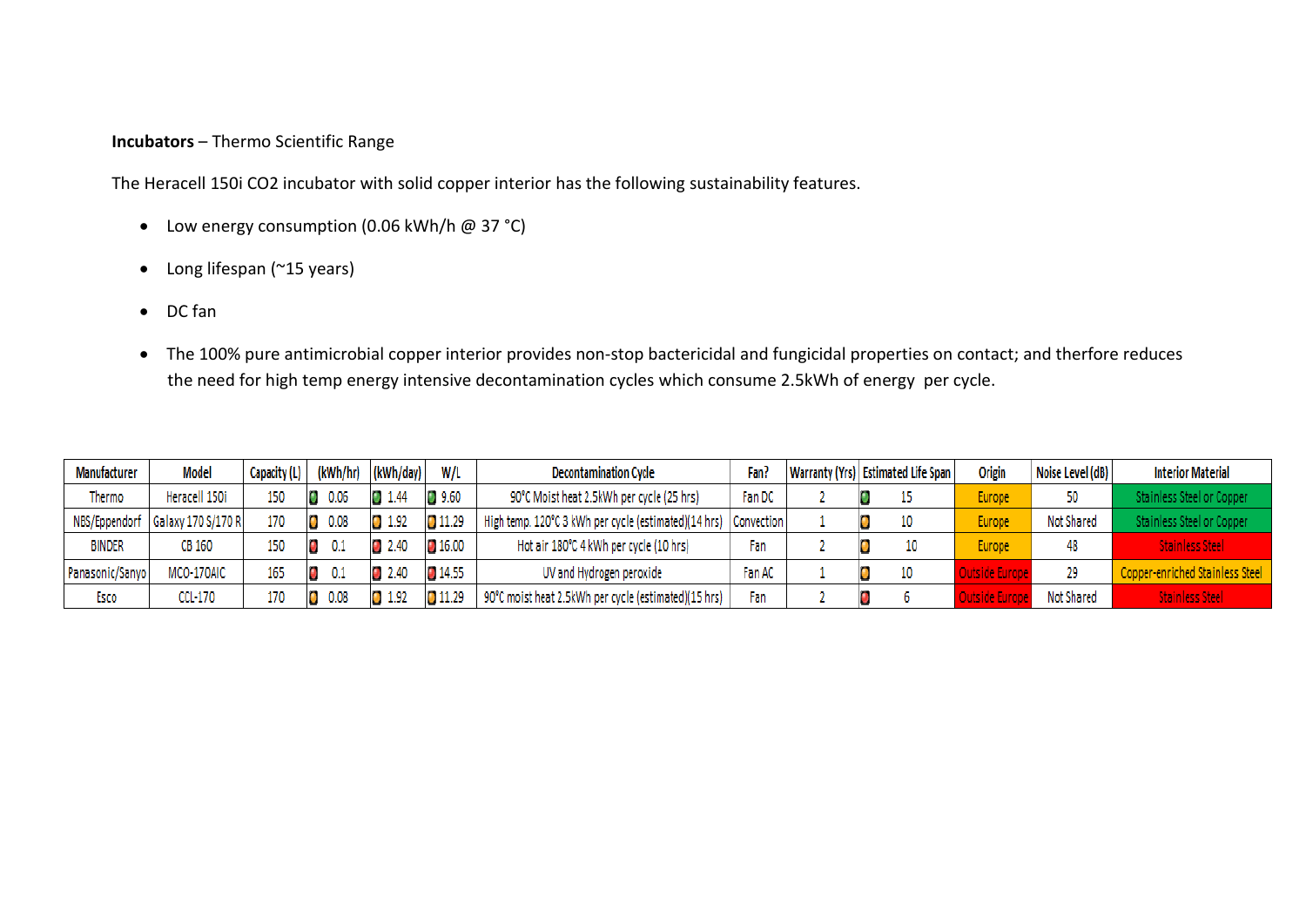**Incubators** – Thermo Scientific Range

The Heracell 150i CO2 incubator with solid copper interior has the following sustainability features.

- Low energy consumption (0.06 kWh/h @ 37 °C)
- Long lifespan (~15 years)
- DC fan
- The 100% pure antimicrobial copper interior provides non-stop bactericidal and fungicidal properties on contact; and therfore reduces the need for high temp energy intensive decontamination cycles which consume 2.5kWh of energy  per cycle.

| Manufacturer | Model | Capacity (L) | (kWh/hr) | (kWh/day) | W/L | Decontamination Cycle | Fan? | Warranty (Yrs) | Estimated Life Span | Origin | Noise Level (dB) | Interior Material |
|---|---|---|---|---|---|---|---|---|---|---|---|---|
| Thermo | Heracell 150i | 150 | 0.06 | 1.44 | 9.60 | 90°C Moist heat 2.5kWh per cycle (25 hrs) | Fan DC | 2 | 15 | Europe | 50 | Stainless Steel or Copper |
| NBS/Eppendorf | Galaxy 170 S/170 R | 170 | 0.08 | 1.92 | 11.29 | High temp. 120°C 3 kWh per cycle (estimated)(14 hrs) | Convection | 1 | 10 | Europe | Not Shared | Stainless Steel or Copper |
| BINDER | CB 160 | 150 | 0.1 | 2.40 | 16.00 | Hot air 180°C 4 kWh per cycle (10 hrs) | Fan | 2 | 10 | Europe | 48 | Stainless Steel |
| Panasonic/Sanyo | MCO-170AIC | 165 | 0.1 | 2.40 | 14.55 | UV and Hydrogen peroxide | Fan AC | 1 | 10 | Outside Europe | 29 | Copper-enriched Stainless Steel |
| Esco | CCL-170 | 170 | 0.08 | 1.92 | 11.29 | 90°C moist heat 2.5kWh per cycle (estimated)(15 hrs) | Fan | 2 | 6 | Outside Europe | Not Shared | Stainless Steel |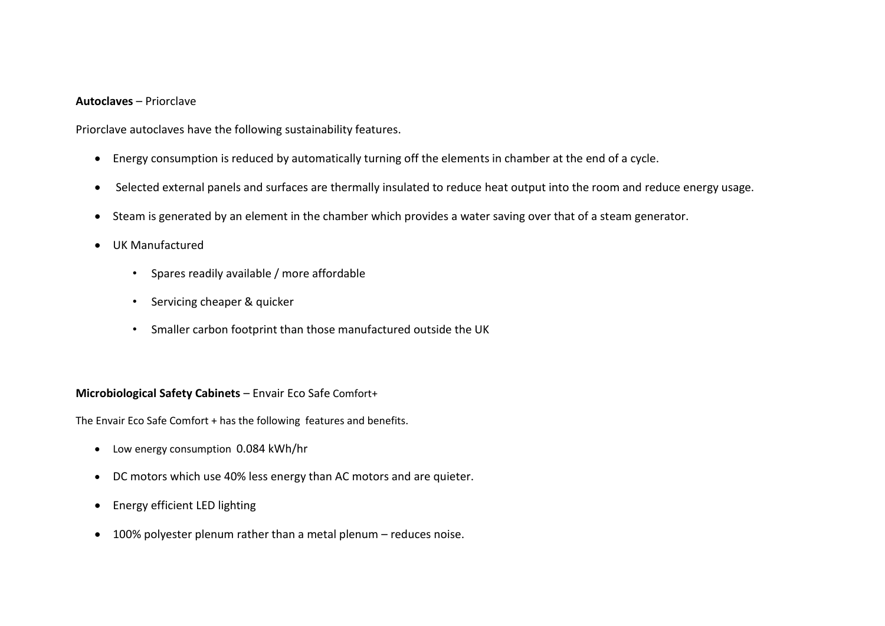**Autoclaves** – Priorclave

Priorclave autoclaves have the following sustainability features.

- Energy consumption is reduced by automatically turning off the elements in chamber at the end of a cycle.
- Selected external panels and surfaces are thermally insulated to reduce heat output into the room and reduce energy usage.
- Steam is generated by an element in the chamber which provides a water saving over that of a steam generator.
- UK Manufactured
  - Spares readily available / more affordable
  - Servicing cheaper & quicker
  - Smaller carbon footprint than those manufactured outside the UK

**Microbiological Safety Cabinets** – Envair Eco Safe Comfort+

The Envair Eco Safe Comfort + has the following features and benefits.

- Low energy consumption 0.084 kWh/hr
- DC motors which use 40% less energy than AC motors and are quieter.
- Energy efficient LED lighting
- 100% polyester plenum rather than a metal plenum – reduces noise.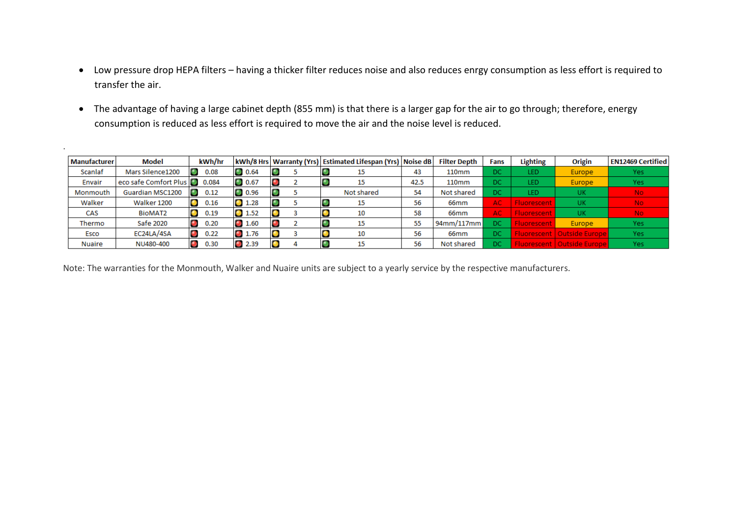- Low pressure drop HEPA filters – having a thicker filter reduces noise and also reduces enrgy consumption as less effort is required to transfer the air.
- The advantage of having a large cabinet depth (855 mm) is that there is a larger gap for the air to go through; therefore, energy consumption is reduced as less effort is required to move the air and the noise level is reduced.

.

| Manufacturer | Model | kWh/hr | kWh/8 Hrs | Warranty (Yrs) | Estimated Lifespan (Yrs) | Noise dB | Filter Depth | Fans | Lighting | Origin | EN12469 Certified |
|---|---|---|---|---|---|---|---|---|---|---|---|
| Scanlaf | Mars Silence1200 | 0.08 | 0.64 | 5 | 15 | 43 | 110mm | DC | LED | Europe | Yes |
| Envair | eco safe Comfort Plus | 0.084 | 0.67 | 2 | 15 | 42.5 | 110mm | DC | LED | Europe | Yes |
| Monmouth | Guardian MSC1200 | 0.12 | 0.96 | 5 | Not shared | 54 | Not shared | DC | LED | UK | No |
| Walker | Walker 1200 | 0.16 | 1.28 | 5 | 15 | 56 | 66mm | AC | Fluorescent | UK | No |
| CAS | BioMAT2 | 0.19 | 1.52 | 3 | 10 | 58 | 66mm | AC | Fluorescent | UK | No |
| Thermo | Safe 2020 | 0.20 | 1.60 | 2 | 15 | 55 | 94mm/117mm | DC | Fluorescent | Europe | Yes |
| Esco | EC24LA/4SA | 0.22 | 1.76 | 3 | 10 | 56 | 66mm | DC | Fluorescent | Outside Europe | Yes |
| Nuaire | NU480-400 | 0.30 | 2.39 | 4 | 15 | 56 | Not shared | DC | Fluorescent | Outside Europe | Yes |

Note: The warranties for the Monmouth, Walker and Nuaire units are subject to a yearly service by the respective manufacturers.